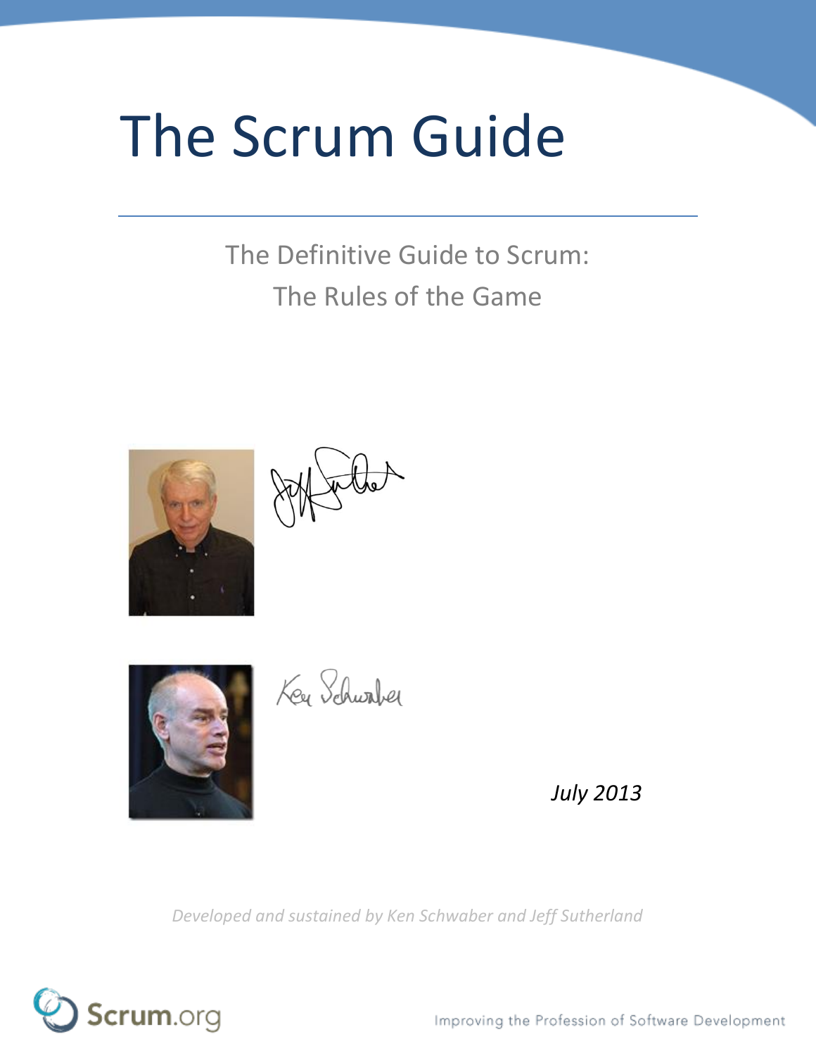# The Scrum Guide

The Definitive Guide to Scrum:
The Rules of the Game

*July 2013*

*Developed and sustained by Ken Schwaber and Jeff Sutherland*

Scrum.org

Improving the Profession of Software Development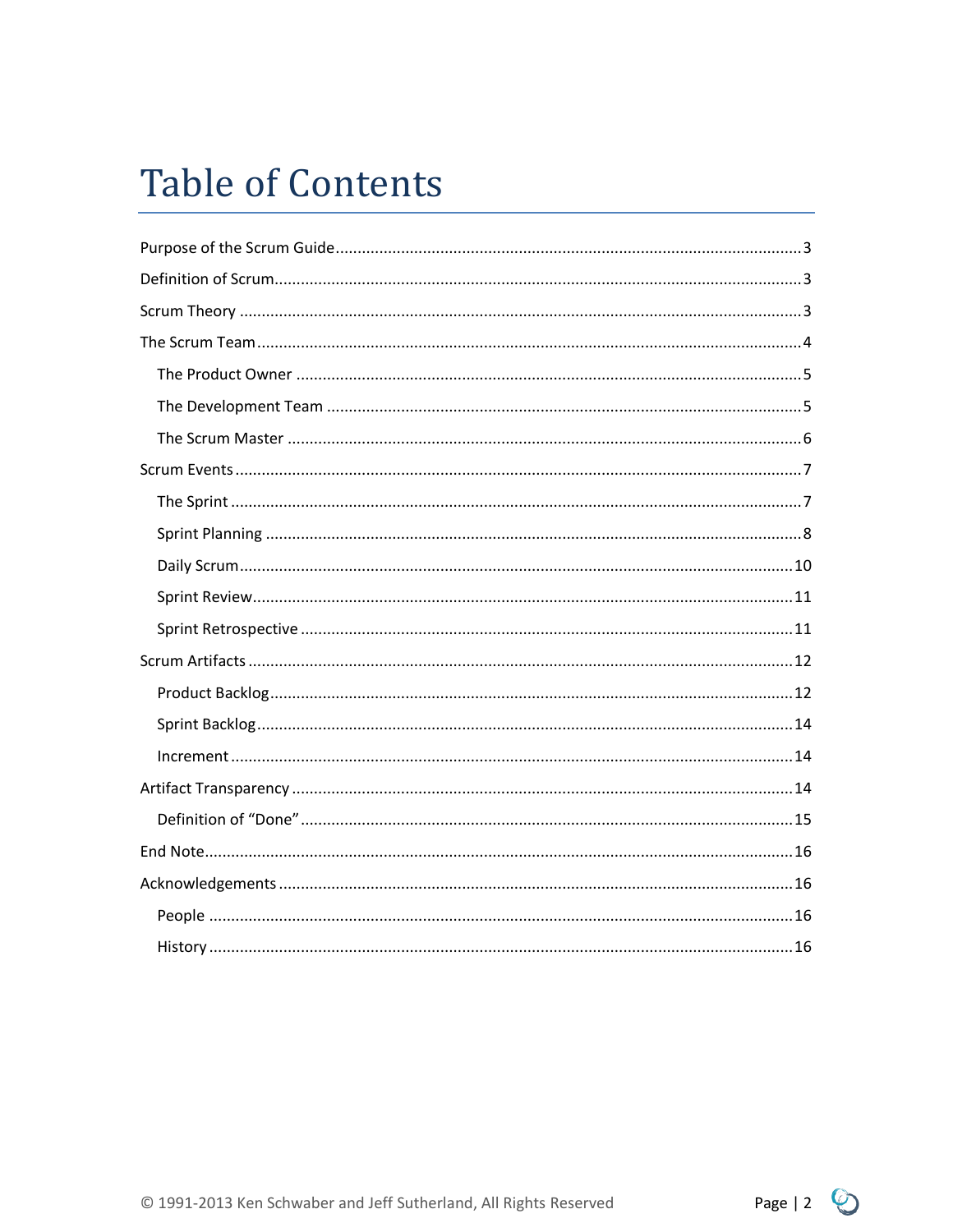# Table of Contents

- Purpose of the Scrum Guide ..... 3
- Definition of Scrum ..... 3
- Scrum Theory ..... 3
- The Scrum Team ..... 4
  - The Product Owner ..... 5
  - The Development Team ..... 5
  - The Scrum Master ..... 6
- Scrum Events ..... 7
  - The Sprint ..... 7
  - Sprint Planning ..... 8
  - Daily Scrum ..... 10
  - Sprint Review ..... 11
  - Sprint Retrospective ..... 11
- Scrum Artifacts ..... 12
  - Product Backlog ..... 12
  - Sprint Backlog ..... 14
  - Increment ..... 14
- Artifact Transparency ..... 14
  - Definition of “Done” ..... 15
- End Note ..... 16
- Acknowledgements ..... 16
  - People ..... 16
  - History ..... 16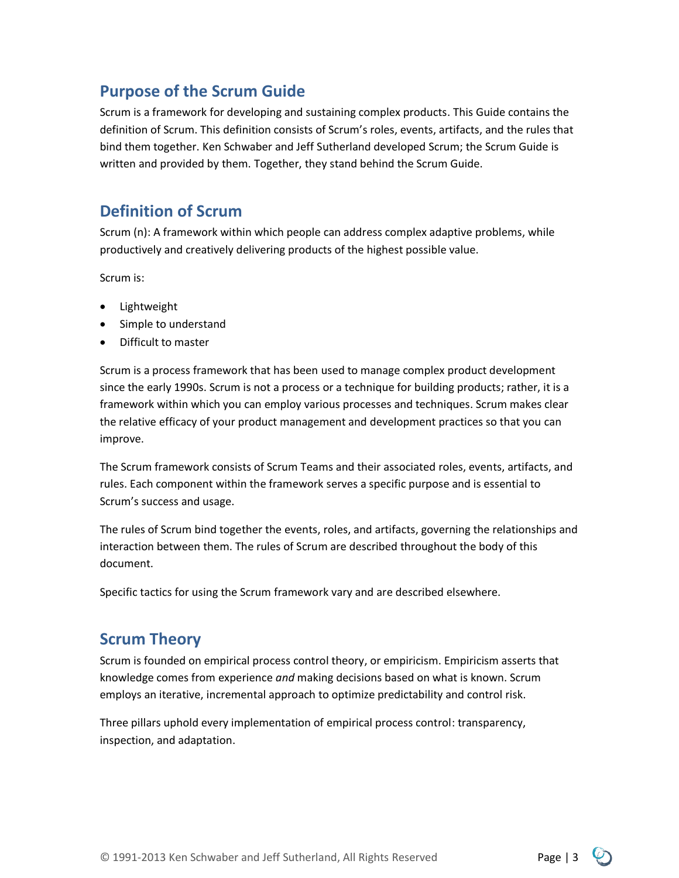## Purpose of the Scrum Guide

Scrum is a framework for developing and sustaining complex products. This Guide contains the definition of Scrum. This definition consists of Scrum's roles, events, artifacts, and the rules that bind them together. Ken Schwaber and Jeff Sutherland developed Scrum; the Scrum Guide is written and provided by them. Together, they stand behind the Scrum Guide.

## Definition of Scrum

Scrum (n): A framework within which people can address complex adaptive problems, while productively and creatively delivering products of the highest possible value.

Scrum is:

- Lightweight
- Simple to understand
- Difficult to master

Scrum is a process framework that has been used to manage complex product development since the early 1990s. Scrum is not a process or a technique for building products; rather, it is a framework within which you can employ various processes and techniques. Scrum makes clear the relative efficacy of your product management and development practices so that you can improve.

The Scrum framework consists of Scrum Teams and their associated roles, events, artifacts, and rules. Each component within the framework serves a specific purpose and is essential to Scrum's success and usage.

The rules of Scrum bind together the events, roles, and artifacts, governing the relationships and interaction between them. The rules of Scrum are described throughout the body of this document.

Specific tactics for using the Scrum framework vary and are described elsewhere.

## Scrum Theory

Scrum is founded on empirical process control theory, or empiricism. Empiricism asserts that knowledge comes from experience *and* making decisions based on what is known. Scrum employs an iterative, incremental approach to optimize predictability and control risk.

Three pillars uphold every implementation of empirical process control: transparency, inspection, and adaptation.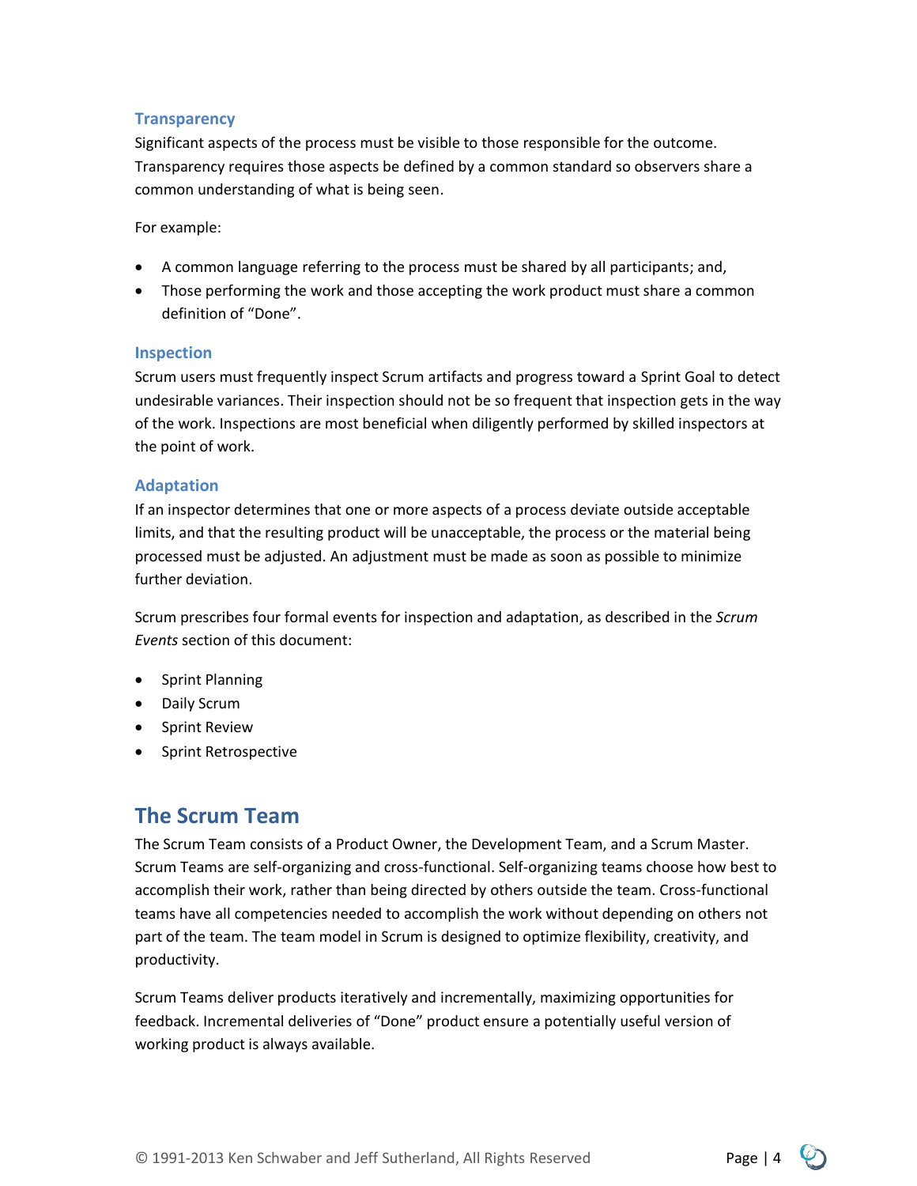### Transparency

Significant aspects of the process must be visible to those responsible for the outcome. Transparency requires those aspects be defined by a common standard so observers share a common understanding of what is being seen.

For example:

- A common language referring to the process must be shared by all participants; and,
- Those performing the work and those accepting the work product must share a common definition of “Done”.

### Inspection

Scrum users must frequently inspect Scrum artifacts and progress toward a Sprint Goal to detect undesirable variances. Their inspection should not be so frequent that inspection gets in the way of the work. Inspections are most beneficial when diligently performed by skilled inspectors at the point of work.

### Adaptation

If an inspector determines that one or more aspects of a process deviate outside acceptable limits, and that the resulting product will be unacceptable, the process or the material being processed must be adjusted. An adjustment must be made as soon as possible to minimize further deviation.

Scrum prescribes four formal events for inspection and adaptation, as described in the *Scrum Events* section of this document:

- Sprint Planning
- Daily Scrum
- Sprint Review
- Sprint Retrospective

## The Scrum Team

The Scrum Team consists of a Product Owner, the Development Team, and a Scrum Master. Scrum Teams are self-organizing and cross-functional. Self-organizing teams choose how best to accomplish their work, rather than being directed by others outside the team. Cross-functional teams have all competencies needed to accomplish the work without depending on others not part of the team. The team model in Scrum is designed to optimize flexibility, creativity, and productivity.

Scrum Teams deliver products iteratively and incrementally, maximizing opportunities for feedback. Incremental deliveries of “Done” product ensure a potentially useful version of working product is always available.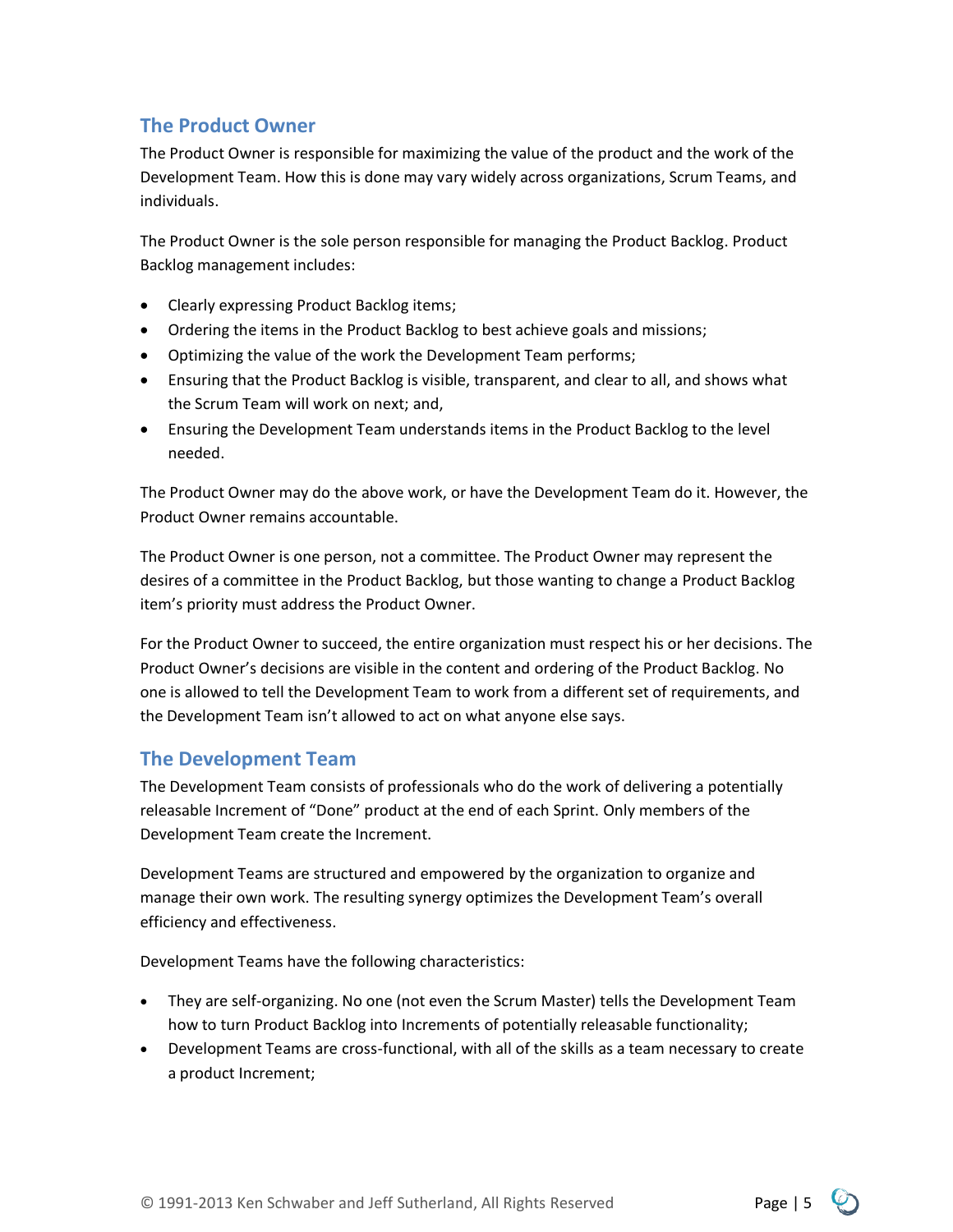## The Product Owner

The Product Owner is responsible for maximizing the value of the product and the work of the Development Team. How this is done may vary widely across organizations, Scrum Teams, and individuals.

The Product Owner is the sole person responsible for managing the Product Backlog. Product Backlog management includes:

- Clearly expressing Product Backlog items;
- Ordering the items in the Product Backlog to best achieve goals and missions;
- Optimizing the value of the work the Development Team performs;
- Ensuring that the Product Backlog is visible, transparent, and clear to all, and shows what the Scrum Team will work on next; and,
- Ensuring the Development Team understands items in the Product Backlog to the level needed.

The Product Owner may do the above work, or have the Development Team do it. However, the Product Owner remains accountable.

The Product Owner is one person, not a committee. The Product Owner may represent the desires of a committee in the Product Backlog, but those wanting to change a Product Backlog item's priority must address the Product Owner.

For the Product Owner to succeed, the entire organization must respect his or her decisions. The Product Owner's decisions are visible in the content and ordering of the Product Backlog. No one is allowed to tell the Development Team to work from a different set of requirements, and the Development Team isn't allowed to act on what anyone else says.

## The Development Team

The Development Team consists of professionals who do the work of delivering a potentially releasable Increment of "Done" product at the end of each Sprint. Only members of the Development Team create the Increment.

Development Teams are structured and empowered by the organization to organize and manage their own work. The resulting synergy optimizes the Development Team's overall efficiency and effectiveness.

Development Teams have the following characteristics:

- They are self-organizing. No one (not even the Scrum Master) tells the Development Team how to turn Product Backlog into Increments of potentially releasable functionality;
- Development Teams are cross-functional, with all of the skills as a team necessary to create a product Increment;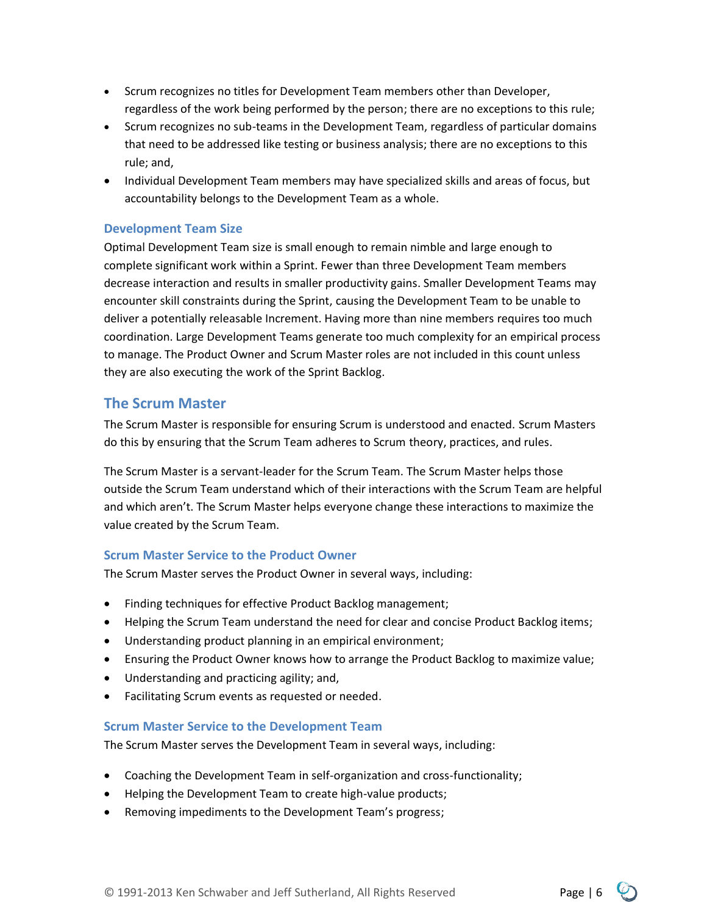- Scrum recognizes no titles for Development Team members other than Developer, regardless of the work being performed by the person; there are no exceptions to this rule;
- Scrum recognizes no sub-teams in the Development Team, regardless of particular domains that need to be addressed like testing or business analysis; there are no exceptions to this rule; and,
- Individual Development Team members may have specialized skills and areas of focus, but accountability belongs to the Development Team as a whole.

### Development Team Size

Optimal Development Team size is small enough to remain nimble and large enough to complete significant work within a Sprint. Fewer than three Development Team members decrease interaction and results in smaller productivity gains. Smaller Development Teams may encounter skill constraints during the Sprint, causing the Development Team to be unable to deliver a potentially releasable Increment. Having more than nine members requires too much coordination. Large Development Teams generate too much complexity for an empirical process to manage. The Product Owner and Scrum Master roles are not included in this count unless they are also executing the work of the Sprint Backlog.

## The Scrum Master

The Scrum Master is responsible for ensuring Scrum is understood and enacted. Scrum Masters do this by ensuring that the Scrum Team adheres to Scrum theory, practices, and rules.

The Scrum Master is a servant-leader for the Scrum Team. The Scrum Master helps those outside the Scrum Team understand which of their interactions with the Scrum Team are helpful and which aren't. The Scrum Master helps everyone change these interactions to maximize the value created by the Scrum Team.

### Scrum Master Service to the Product Owner

The Scrum Master serves the Product Owner in several ways, including:

- Finding techniques for effective Product Backlog management;
- Helping the Scrum Team understand the need for clear and concise Product Backlog items;
- Understanding product planning in an empirical environment;
- Ensuring the Product Owner knows how to arrange the Product Backlog to maximize value;
- Understanding and practicing agility; and,
- Facilitating Scrum events as requested or needed.

### Scrum Master Service to the Development Team

The Scrum Master serves the Development Team in several ways, including:

- Coaching the Development Team in self-organization and cross-functionality;
- Helping the Development Team to create high-value products;
- Removing impediments to the Development Team's progress;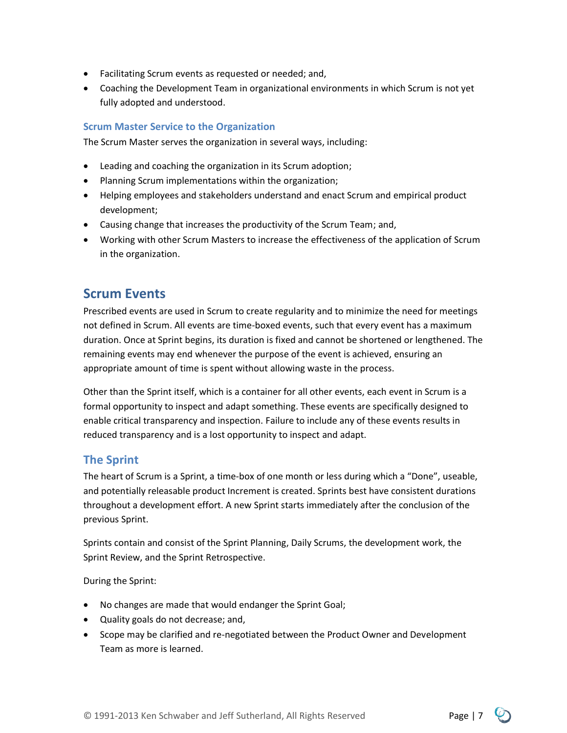- Facilitating Scrum events as requested or needed; and,
- Coaching the Development Team in organizational environments in which Scrum is not yet fully adopted and understood.

### Scrum Master Service to the Organization

The Scrum Master serves the organization in several ways, including:

- Leading and coaching the organization in its Scrum adoption;
- Planning Scrum implementations within the organization;
- Helping employees and stakeholders understand and enact Scrum and empirical product development;
- Causing change that increases the productivity of the Scrum Team; and,
- Working with other Scrum Masters to increase the effectiveness of the application of Scrum in the organization.

## Scrum Events

Prescribed events are used in Scrum to create regularity and to minimize the need for meetings not defined in Scrum. All events are time-boxed events, such that every event has a maximum duration. Once at Sprint begins, its duration is fixed and cannot be shortened or lengthened. The remaining events may end whenever the purpose of the event is achieved, ensuring an appropriate amount of time is spent without allowing waste in the process.

Other than the Sprint itself, which is a container for all other events, each event in Scrum is a formal opportunity to inspect and adapt something. These events are specifically designed to enable critical transparency and inspection. Failure to include any of these events results in reduced transparency and is a lost opportunity to inspect and adapt.

### The Sprint

The heart of Scrum is a Sprint, a time-box of one month or less during which a "Done", useable, and potentially releasable product Increment is created. Sprints best have consistent durations throughout a development effort. A new Sprint starts immediately after the conclusion of the previous Sprint.

Sprints contain and consist of the Sprint Planning, Daily Scrums, the development work, the Sprint Review, and the Sprint Retrospective.

During the Sprint:

- No changes are made that would endanger the Sprint Goal;
- Quality goals do not decrease; and,
- Scope may be clarified and re-negotiated between the Product Owner and Development Team as more is learned.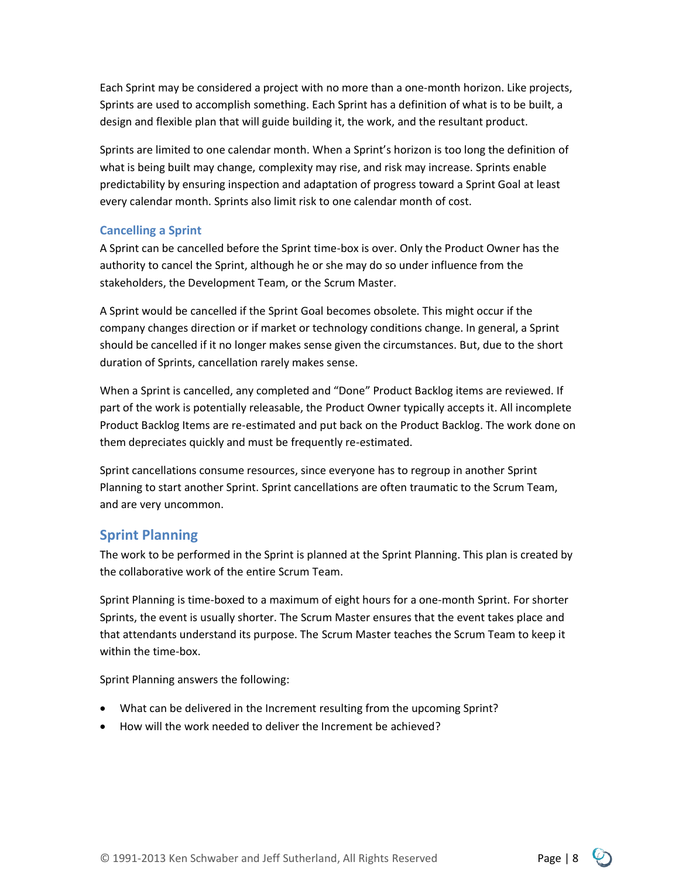Each Sprint may be considered a project with no more than a one-month horizon. Like projects, Sprints are used to accomplish something. Each Sprint has a definition of what is to be built, a design and flexible plan that will guide building it, the work, and the resultant product.

Sprints are limited to one calendar month. When a Sprint's horizon is too long the definition of what is being built may change, complexity may rise, and risk may increase. Sprints enable predictability by ensuring inspection and adaptation of progress toward a Sprint Goal at least every calendar month. Sprints also limit risk to one calendar month of cost.

### Cancelling a Sprint

A Sprint can be cancelled before the Sprint time-box is over. Only the Product Owner has the authority to cancel the Sprint, although he or she may do so under influence from the stakeholders, the Development Team, or the Scrum Master.

A Sprint would be cancelled if the Sprint Goal becomes obsolete. This might occur if the company changes direction or if market or technology conditions change. In general, a Sprint should be cancelled if it no longer makes sense given the circumstances. But, due to the short duration of Sprints, cancellation rarely makes sense.

When a Sprint is cancelled, any completed and "Done" Product Backlog items are reviewed. If part of the work is potentially releasable, the Product Owner typically accepts it. All incomplete Product Backlog Items are re-estimated and put back on the Product Backlog. The work done on them depreciates quickly and must be frequently re-estimated.

Sprint cancellations consume resources, since everyone has to regroup in another Sprint Planning to start another Sprint. Sprint cancellations are often traumatic to the Scrum Team, and are very uncommon.

## Sprint Planning

The work to be performed in the Sprint is planned at the Sprint Planning. This plan is created by the collaborative work of the entire Scrum Team.

Sprint Planning is time-boxed to a maximum of eight hours for a one-month Sprint. For shorter Sprints, the event is usually shorter. The Scrum Master ensures that the event takes place and that attendants understand its purpose. The Scrum Master teaches the Scrum Team to keep it within the time-box.

Sprint Planning answers the following:

- What can be delivered in the Increment resulting from the upcoming Sprint?
- How will the work needed to deliver the Increment be achieved?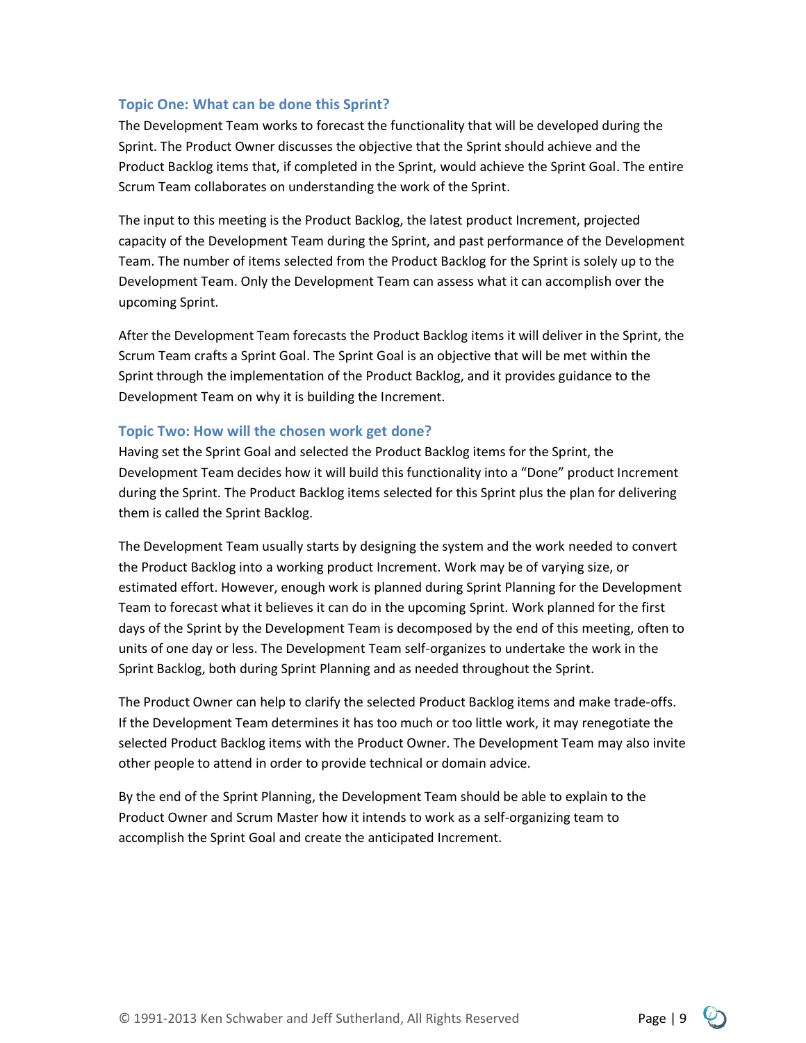### Topic One: What can be done this Sprint?

The Development Team works to forecast the functionality that will be developed during the Sprint. The Product Owner discusses the objective that the Sprint should achieve and the Product Backlog items that, if completed in the Sprint, would achieve the Sprint Goal. The entire Scrum Team collaborates on understanding the work of the Sprint.

The input to this meeting is the Product Backlog, the latest product Increment, projected capacity of the Development Team during the Sprint, and past performance of the Development Team. The number of items selected from the Product Backlog for the Sprint is solely up to the Development Team. Only the Development Team can assess what it can accomplish over the upcoming Sprint.

After the Development Team forecasts the Product Backlog items it will deliver in the Sprint, the Scrum Team crafts a Sprint Goal. The Sprint Goal is an objective that will be met within the Sprint through the implementation of the Product Backlog, and it provides guidance to the Development Team on why it is building the Increment.

### Topic Two: How will the chosen work get done?

Having set the Sprint Goal and selected the Product Backlog items for the Sprint, the Development Team decides how it will build this functionality into a "Done" product Increment during the Sprint. The Product Backlog items selected for this Sprint plus the plan for delivering them is called the Sprint Backlog.

The Development Team usually starts by designing the system and the work needed to convert the Product Backlog into a working product Increment. Work may be of varying size, or estimated effort. However, enough work is planned during Sprint Planning for the Development Team to forecast what it believes it can do in the upcoming Sprint. Work planned for the first days of the Sprint by the Development Team is decomposed by the end of this meeting, often to units of one day or less. The Development Team self-organizes to undertake the work in the Sprint Backlog, both during Sprint Planning and as needed throughout the Sprint.

The Product Owner can help to clarify the selected Product Backlog items and make trade-offs. If the Development Team determines it has too much or too little work, it may renegotiate the selected Product Backlog items with the Product Owner. The Development Team may also invite other people to attend in order to provide technical or domain advice.

By the end of the Sprint Planning, the Development Team should be able to explain to the Product Owner and Scrum Master how it intends to work as a self-organizing team to accomplish the Sprint Goal and create the anticipated Increment.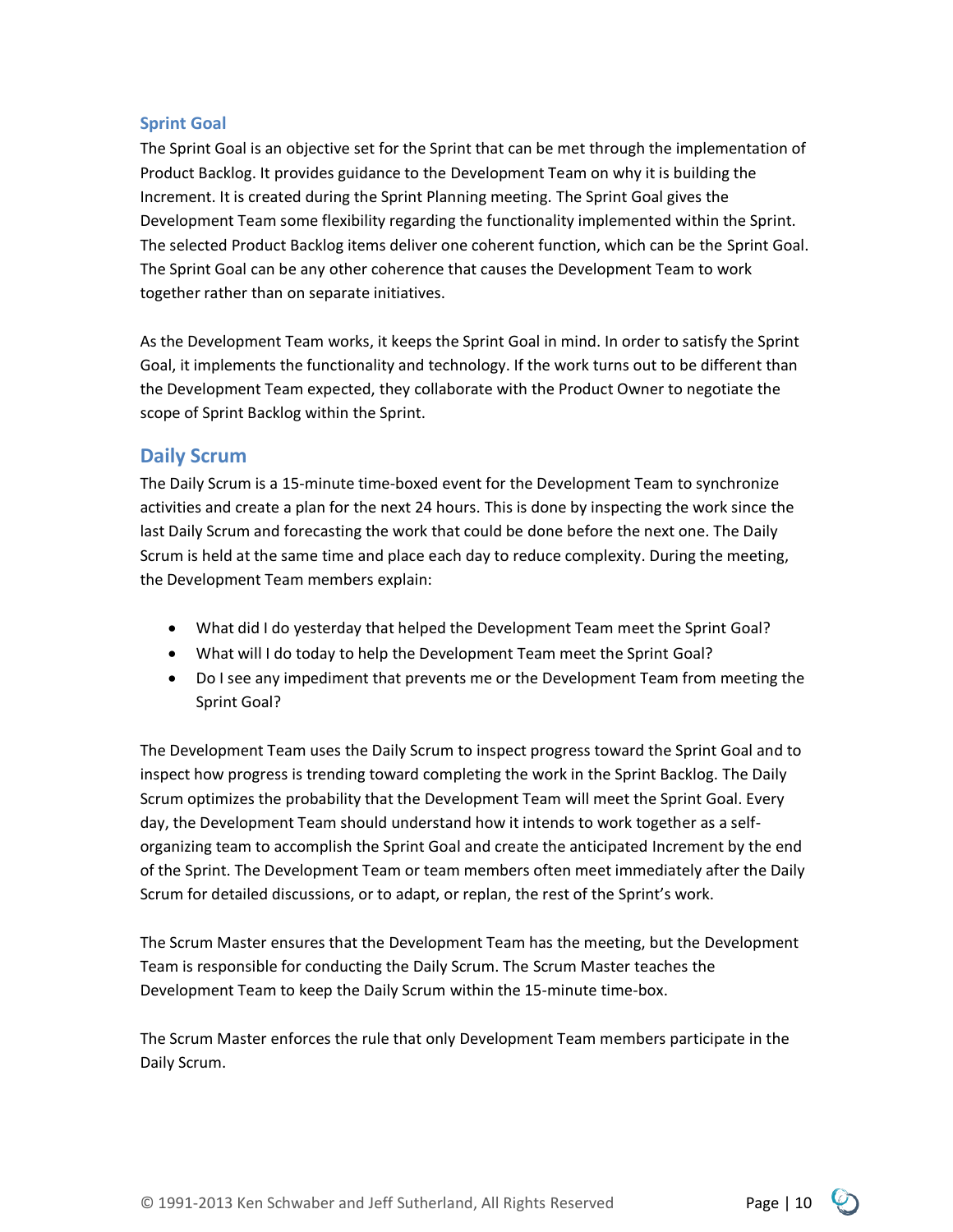### Sprint Goal

The Sprint Goal is an objective set for the Sprint that can be met through the implementation of Product Backlog. It provides guidance to the Development Team on why it is building the Increment. It is created during the Sprint Planning meeting. The Sprint Goal gives the Development Team some flexibility regarding the functionality implemented within the Sprint. The selected Product Backlog items deliver one coherent function, which can be the Sprint Goal. The Sprint Goal can be any other coherence that causes the Development Team to work together rather than on separate initiatives.

As the Development Team works, it keeps the Sprint Goal in mind. In order to satisfy the Sprint Goal, it implements the functionality and technology. If the work turns out to be different than the Development Team expected, they collaborate with the Product Owner to negotiate the scope of Sprint Backlog within the Sprint.

## Daily Scrum

The Daily Scrum is a 15-minute time-boxed event for the Development Team to synchronize activities and create a plan for the next 24 hours. This is done by inspecting the work since the last Daily Scrum and forecasting the work that could be done before the next one. The Daily Scrum is held at the same time and place each day to reduce complexity. During the meeting, the Development Team members explain:

- What did I do yesterday that helped the Development Team meet the Sprint Goal?
- What will I do today to help the Development Team meet the Sprint Goal?
- Do I see any impediment that prevents me or the Development Team from meeting the Sprint Goal?

The Development Team uses the Daily Scrum to inspect progress toward the Sprint Goal and to inspect how progress is trending toward completing the work in the Sprint Backlog. The Daily Scrum optimizes the probability that the Development Team will meet the Sprint Goal. Every day, the Development Team should understand how it intends to work together as a self-organizing team to accomplish the Sprint Goal and create the anticipated Increment by the end of the Sprint. The Development Team or team members often meet immediately after the Daily Scrum for detailed discussions, or to adapt, or replan, the rest of the Sprint's work.

The Scrum Master ensures that the Development Team has the meeting, but the Development Team is responsible for conducting the Daily Scrum. The Scrum Master teaches the Development Team to keep the Daily Scrum within the 15-minute time-box.

The Scrum Master enforces the rule that only Development Team members participate in the Daily Scrum.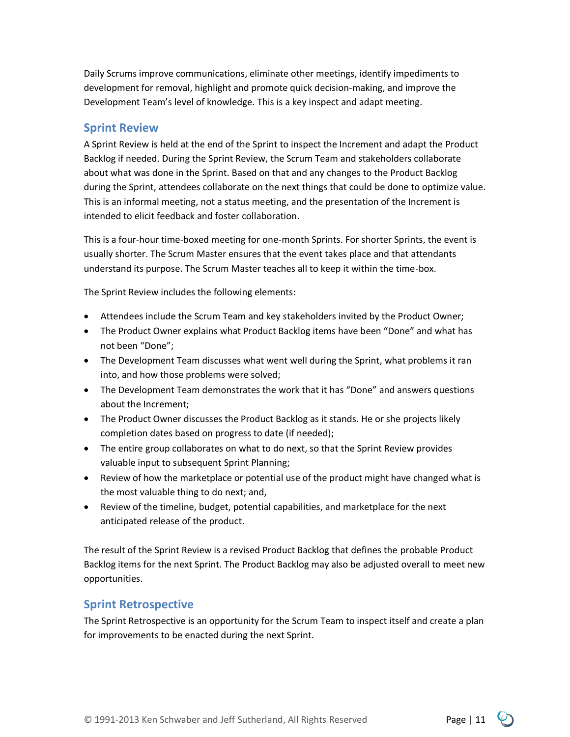Daily Scrums improve communications, eliminate other meetings, identify impediments to development for removal, highlight and promote quick decision-making, and improve the Development Team's level of knowledge. This is a key inspect and adapt meeting.

## Sprint Review

A Sprint Review is held at the end of the Sprint to inspect the Increment and adapt the Product Backlog if needed. During the Sprint Review, the Scrum Team and stakeholders collaborate about what was done in the Sprint. Based on that and any changes to the Product Backlog during the Sprint, attendees collaborate on the next things that could be done to optimize value. This is an informal meeting, not a status meeting, and the presentation of the Increment is intended to elicit feedback and foster collaboration.

This is a four-hour time-boxed meeting for one-month Sprints. For shorter Sprints, the event is usually shorter. The Scrum Master ensures that the event takes place and that attendants understand its purpose. The Scrum Master teaches all to keep it within the time-box.

The Sprint Review includes the following elements:

- Attendees include the Scrum Team and key stakeholders invited by the Product Owner;
- The Product Owner explains what Product Backlog items have been "Done" and what has not been "Done";
- The Development Team discusses what went well during the Sprint, what problems it ran into, and how those problems were solved;
- The Development Team demonstrates the work that it has "Done" and answers questions about the Increment;
- The Product Owner discusses the Product Backlog as it stands. He or she projects likely completion dates based on progress to date (if needed);
- The entire group collaborates on what to do next, so that the Sprint Review provides valuable input to subsequent Sprint Planning;
- Review of how the marketplace or potential use of the product might have changed what is the most valuable thing to do next; and,
- Review of the timeline, budget, potential capabilities, and marketplace for the next anticipated release of the product.

The result of the Sprint Review is a revised Product Backlog that defines the probable Product Backlog items for the next Sprint. The Product Backlog may also be adjusted overall to meet new opportunities.

## Sprint Retrospective

The Sprint Retrospective is an opportunity for the Scrum Team to inspect itself and create a plan for improvements to be enacted during the next Sprint.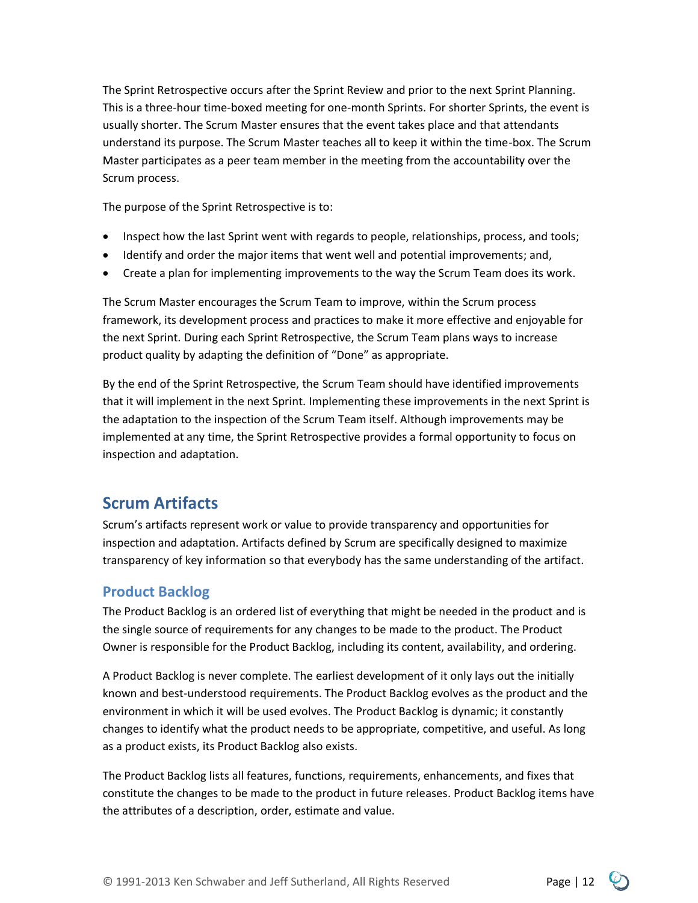The Sprint Retrospective occurs after the Sprint Review and prior to the next Sprint Planning. This is a three-hour time-boxed meeting for one-month Sprints. For shorter Sprints, the event is usually shorter. The Scrum Master ensures that the event takes place and that attendants understand its purpose. The Scrum Master teaches all to keep it within the time-box. The Scrum Master participates as a peer team member in the meeting from the accountability over the Scrum process.

The purpose of the Sprint Retrospective is to:

- Inspect how the last Sprint went with regards to people, relationships, process, and tools;
- Identify and order the major items that went well and potential improvements; and,
- Create a plan for implementing improvements to the way the Scrum Team does its work.

The Scrum Master encourages the Scrum Team to improve, within the Scrum process framework, its development process and practices to make it more effective and enjoyable for the next Sprint. During each Sprint Retrospective, the Scrum Team plans ways to increase product quality by adapting the definition of "Done" as appropriate.

By the end of the Sprint Retrospective, the Scrum Team should have identified improvements that it will implement in the next Sprint. Implementing these improvements in the next Sprint is the adaptation to the inspection of the Scrum Team itself. Although improvements may be implemented at any time, the Sprint Retrospective provides a formal opportunity to focus on inspection and adaptation.

## Scrum Artifacts

Scrum's artifacts represent work or value to provide transparency and opportunities for inspection and adaptation. Artifacts defined by Scrum are specifically designed to maximize transparency of key information so that everybody has the same understanding of the artifact.

### Product Backlog

The Product Backlog is an ordered list of everything that might be needed in the product and is the single source of requirements for any changes to be made to the product. The Product Owner is responsible for the Product Backlog, including its content, availability, and ordering.

A Product Backlog is never complete. The earliest development of it only lays out the initially known and best-understood requirements. The Product Backlog evolves as the product and the environment in which it will be used evolves. The Product Backlog is dynamic; it constantly changes to identify what the product needs to be appropriate, competitive, and useful. As long as a product exists, its Product Backlog also exists.

The Product Backlog lists all features, functions, requirements, enhancements, and fixes that constitute the changes to be made to the product in future releases. Product Backlog items have the attributes of a description, order, estimate and value.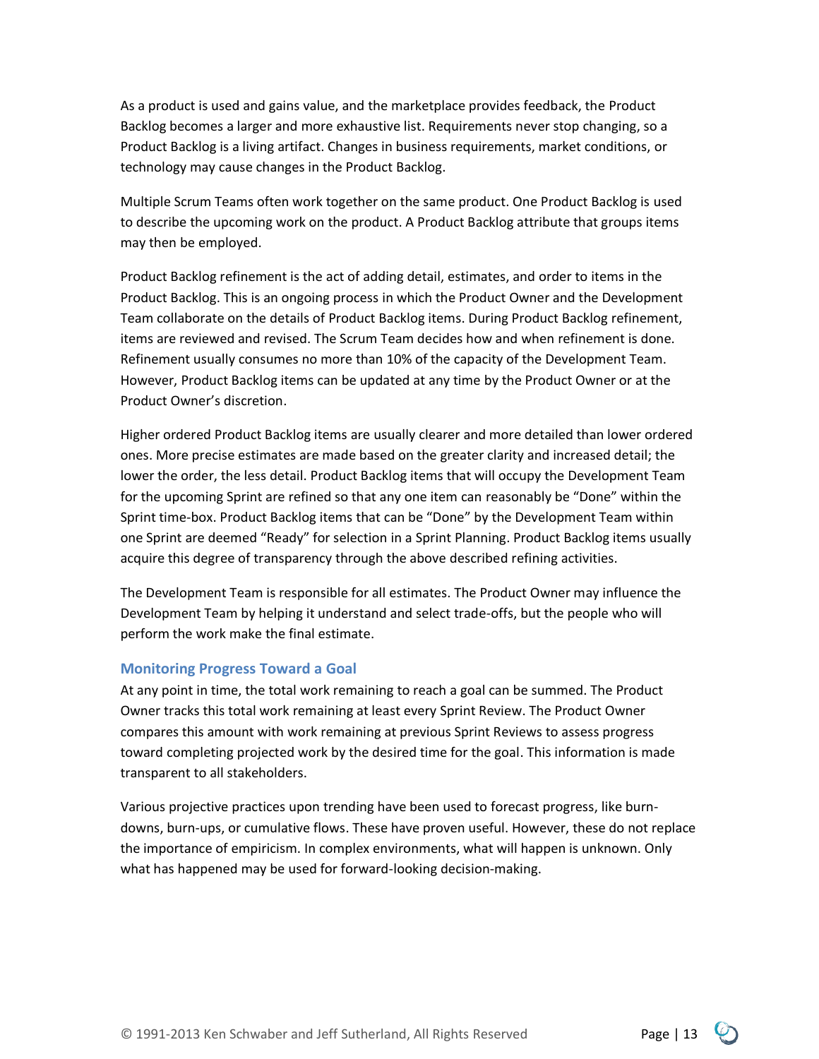As a product is used and gains value, and the marketplace provides feedback, the Product Backlog becomes a larger and more exhaustive list. Requirements never stop changing, so a Product Backlog is a living artifact. Changes in business requirements, market conditions, or technology may cause changes in the Product Backlog.

Multiple Scrum Teams often work together on the same product. One Product Backlog is used to describe the upcoming work on the product. A Product Backlog attribute that groups items may then be employed.

Product Backlog refinement is the act of adding detail, estimates, and order to items in the Product Backlog. This is an ongoing process in which the Product Owner and the Development Team collaborate on the details of Product Backlog items. During Product Backlog refinement, items are reviewed and revised. The Scrum Team decides how and when refinement is done. Refinement usually consumes no more than 10% of the capacity of the Development Team. However, Product Backlog items can be updated at any time by the Product Owner or at the Product Owner's discretion.

Higher ordered Product Backlog items are usually clearer and more detailed than lower ordered ones. More precise estimates are made based on the greater clarity and increased detail; the lower the order, the less detail. Product Backlog items that will occupy the Development Team for the upcoming Sprint are refined so that any one item can reasonably be "Done" within the Sprint time-box. Product Backlog items that can be "Done" by the Development Team within one Sprint are deemed "Ready" for selection in a Sprint Planning. Product Backlog items usually acquire this degree of transparency through the above described refining activities.

The Development Team is responsible for all estimates. The Product Owner may influence the Development Team by helping it understand and select trade-offs, but the people who will perform the work make the final estimate.

### Monitoring Progress Toward a Goal

At any point in time, the total work remaining to reach a goal can be summed. The Product Owner tracks this total work remaining at least every Sprint Review. The Product Owner compares this amount with work remaining at previous Sprint Reviews to assess progress toward completing projected work by the desired time for the goal. This information is made transparent to all stakeholders.

Various projective practices upon trending have been used to forecast progress, like burn-downs, burn-ups, or cumulative flows. These have proven useful. However, these do not replace the importance of empiricism. In complex environments, what will happen is unknown. Only what has happened may be used for forward-looking decision-making.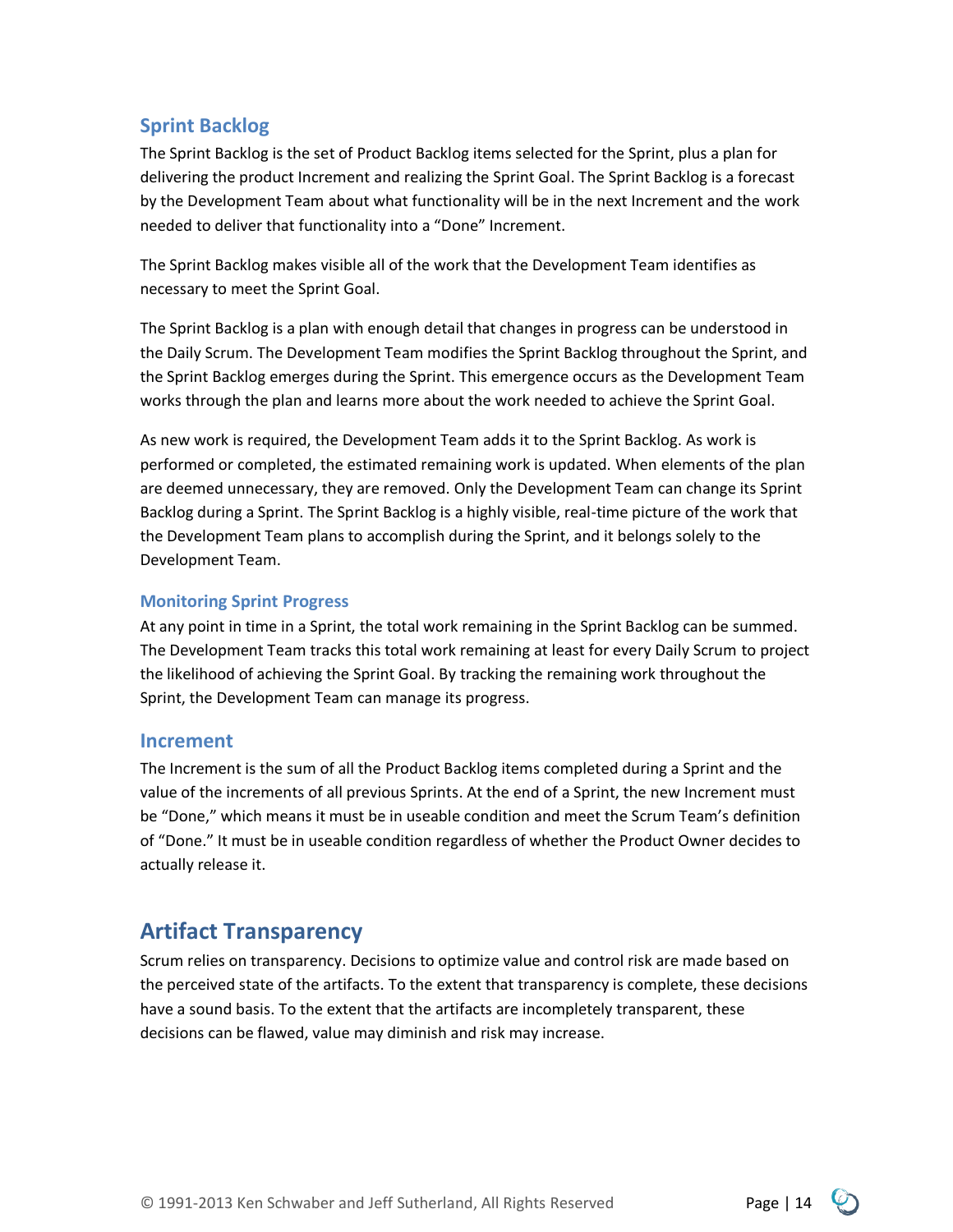### Sprint Backlog

The Sprint Backlog is the set of Product Backlog items selected for the Sprint, plus a plan for delivering the product Increment and realizing the Sprint Goal. The Sprint Backlog is a forecast by the Development Team about what functionality will be in the next Increment and the work needed to deliver that functionality into a "Done" Increment.

The Sprint Backlog makes visible all of the work that the Development Team identifies as necessary to meet the Sprint Goal.

The Sprint Backlog is a plan with enough detail that changes in progress can be understood in the Daily Scrum. The Development Team modifies the Sprint Backlog throughout the Sprint, and the Sprint Backlog emerges during the Sprint. This emergence occurs as the Development Team works through the plan and learns more about the work needed to achieve the Sprint Goal.

As new work is required, the Development Team adds it to the Sprint Backlog. As work is performed or completed, the estimated remaining work is updated. When elements of the plan are deemed unnecessary, they are removed. Only the Development Team can change its Sprint Backlog during a Sprint. The Sprint Backlog is a highly visible, real-time picture of the work that the Development Team plans to accomplish during the Sprint, and it belongs solely to the Development Team.

#### Monitoring Sprint Progress

At any point in time in a Sprint, the total work remaining in the Sprint Backlog can be summed. The Development Team tracks this total work remaining at least for every Daily Scrum to project the likelihood of achieving the Sprint Goal. By tracking the remaining work throughout the Sprint, the Development Team can manage its progress.

### Increment

The Increment is the sum of all the Product Backlog items completed during a Sprint and the value of the increments of all previous Sprints. At the end of a Sprint, the new Increment must be "Done," which means it must be in useable condition and meet the Scrum Team's definition of "Done." It must be in useable condition regardless of whether the Product Owner decides to actually release it.

## Artifact Transparency

Scrum relies on transparency. Decisions to optimize value and control risk are made based on the perceived state of the artifacts. To the extent that transparency is complete, these decisions have a sound basis. To the extent that the artifacts are incompletely transparent, these decisions can be flawed, value may diminish and risk may increase.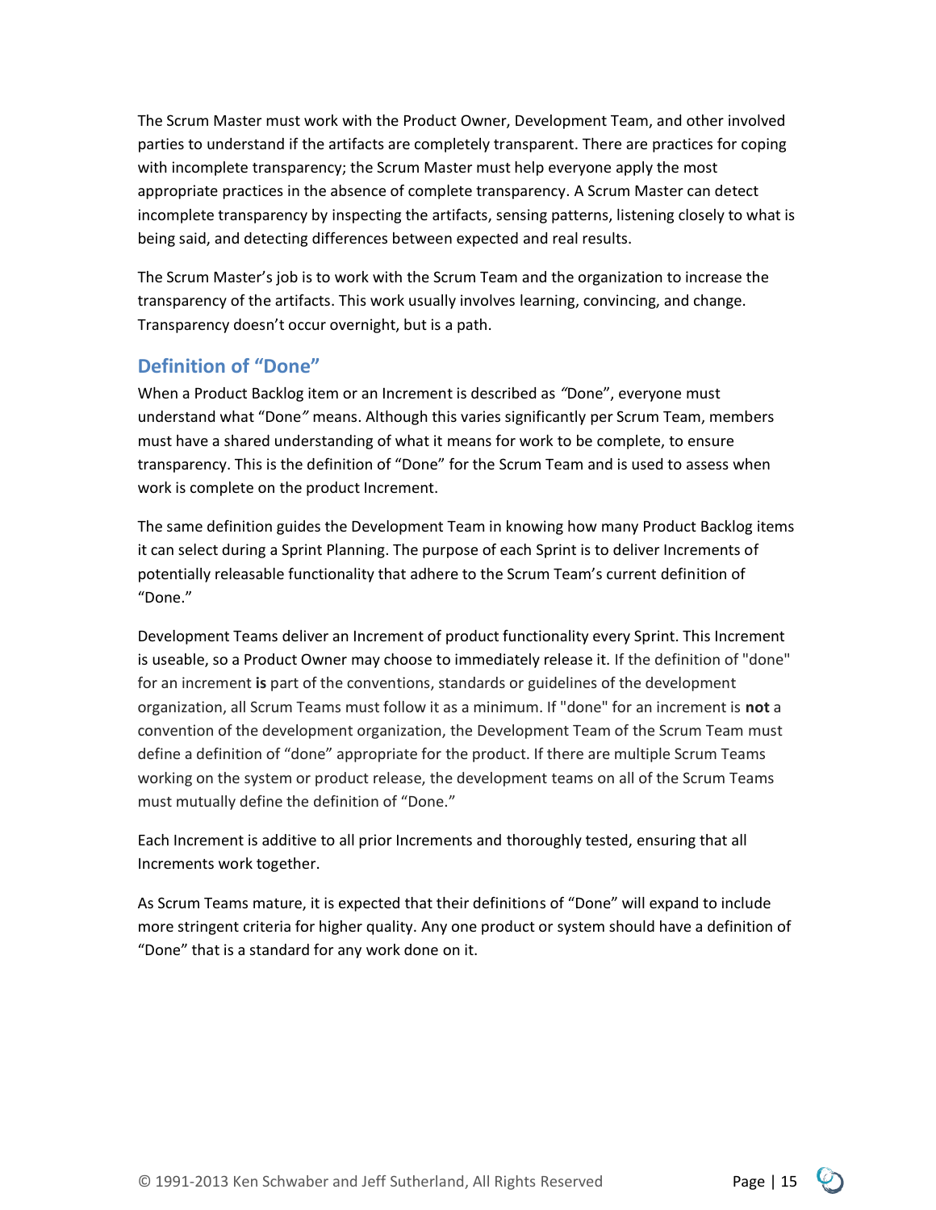The Scrum Master must work with the Product Owner, Development Team, and other involved parties to understand if the artifacts are completely transparent. There are practices for coping with incomplete transparency; the Scrum Master must help everyone apply the most appropriate practices in the absence of complete transparency. A Scrum Master can detect incomplete transparency by inspecting the artifacts, sensing patterns, listening closely to what is being said, and detecting differences between expected and real results.

The Scrum Master's job is to work with the Scrum Team and the organization to increase the transparency of the artifacts. This work usually involves learning, convincing, and change. Transparency doesn't occur overnight, but is a path.

## Definition of "Done"

When a Product Backlog item or an Increment is described as *"*Done", everyone must understand what "Done*"* means. Although this varies significantly per Scrum Team, members must have a shared understanding of what it means for work to be complete, to ensure transparency. This is the definition of "Done" for the Scrum Team and is used to assess when work is complete on the product Increment.

The same definition guides the Development Team in knowing how many Product Backlog items it can select during a Sprint Planning. The purpose of each Sprint is to deliver Increments of potentially releasable functionality that adhere to the Scrum Team's current definition of "Done."

Development Teams deliver an Increment of product functionality every Sprint. This Increment is useable, so a Product Owner may choose to immediately release it. If the definition of "done" for an increment **is** part of the conventions, standards or guidelines of the development organization, all Scrum Teams must follow it as a minimum. If "done" for an increment is **not** a convention of the development organization, the Development Team of the Scrum Team must define a definition of "done" appropriate for the product. If there are multiple Scrum Teams working on the system or product release, the development teams on all of the Scrum Teams must mutually define the definition of "Done."

Each Increment is additive to all prior Increments and thoroughly tested, ensuring that all Increments work together.

As Scrum Teams mature, it is expected that their definitions of "Done" will expand to include more stringent criteria for higher quality. Any one product or system should have a definition of "Done" that is a standard for any work done on it.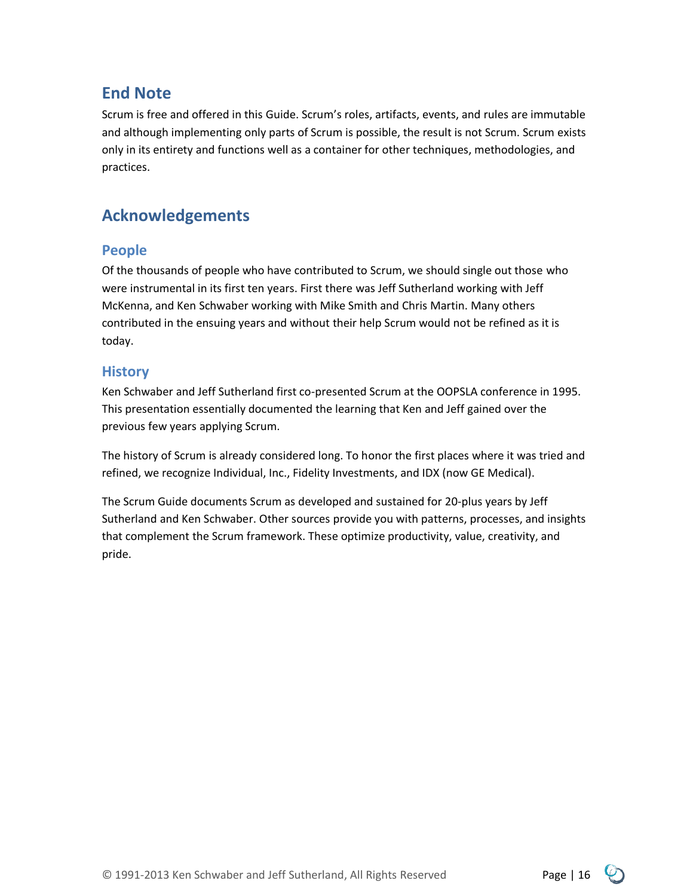## End Note

Scrum is free and offered in this Guide. Scrum's roles, artifacts, events, and rules are immutable and although implementing only parts of Scrum is possible, the result is not Scrum. Scrum exists only in its entirety and functions well as a container for other techniques, methodologies, and practices.

## Acknowledgements

### People

Of the thousands of people who have contributed to Scrum, we should single out those who were instrumental in its first ten years. First there was Jeff Sutherland working with Jeff McKenna, and Ken Schwaber working with Mike Smith and Chris Martin. Many others contributed in the ensuing years and without their help Scrum would not be refined as it is today.

### History

Ken Schwaber and Jeff Sutherland first co-presented Scrum at the OOPSLA conference in 1995. This presentation essentially documented the learning that Ken and Jeff gained over the previous few years applying Scrum.

The history of Scrum is already considered long. To honor the first places where it was tried and refined, we recognize Individual, Inc., Fidelity Investments, and IDX (now GE Medical).

The Scrum Guide documents Scrum as developed and sustained for 20-plus years by Jeff Sutherland and Ken Schwaber. Other sources provide you with patterns, processes, and insights that complement the Scrum framework. These optimize productivity, value, creativity, and pride.